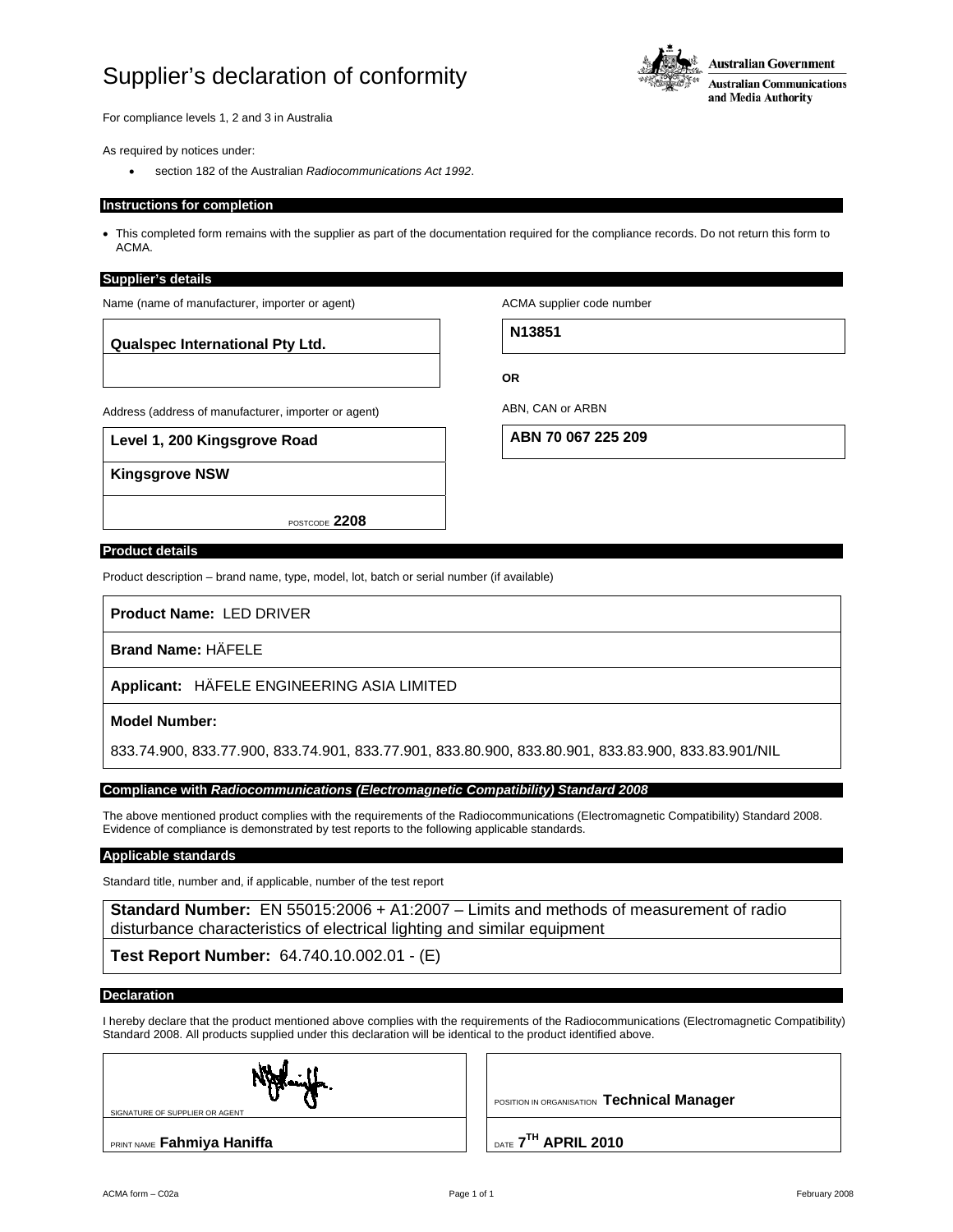# Supplier's declaration of conformity

**Australian Government**
**Australian Communications and Media Authority**

For compliance levels 1, 2 and 3 in Australia

As required by notices under:

- section 182 of the Australian *Radiocommunications Act 1992*.

## Instructions for completion

- This completed form remains with the supplier as part of the documentation required for the compliance records. Do not return this form to ACMA.

## Supplier's details

Name (name of manufacturer, importer or agent)

**Qualspec International Pty Ltd.**

ACMA supplier code number

**N13851**

**OR**

ABN, CAN or ARBN

**ABN 70 067 225 209**

Address (address of manufacturer, importer or agent)

**Level 1, 200 Kingsgrove Road**

**Kingsgrove NSW**

POSTCODE **2208**

## Product details

Product description – brand name, type, model, lot, batch or serial number (if available)

**Product Name:** LED DRIVER

**Brand Name:** HÄFELE

**Applicant:** HÄFELE ENGINEERING ASIA LIMITED

**Model Number:**

833.74.900, 833.77.900, 833.74.901, 833.77.901, 833.80.900, 833.80.901, 833.83.900, 833.83.901/NIL

## Compliance with *Radiocommunications (Electromagnetic Compatibility) Standard 2008*

The above mentioned product complies with the requirements of the Radiocommunications (Electromagnetic Compatibility) Standard 2008. Evidence of compliance is demonstrated by test reports to the following applicable standards.

## Applicable standards

Standard title, number and, if applicable, number of the test report

**Standard Number:** EN 55015:2006 + A1:2007 – Limits and methods of measurement of radio disturbance characteristics of electrical lighting and similar equipment

**Test Report Number:** 64.740.10.002.01 - (E)

## Declaration

I hereby declare that the product mentioned above complies with the requirements of the Radiocommunications (Electromagnetic Compatibility) Standard 2008. All products supplied under this declaration will be identical to the product identified above.

SIGNATURE OF SUPPLIER OR AGENT

POSITION IN ORGANISATION **Technical Manager**

PRINT NAME **Fahmiya Haniffa**

DATE **7TH APRIL 2010**

ACMA form – C02a

February 2008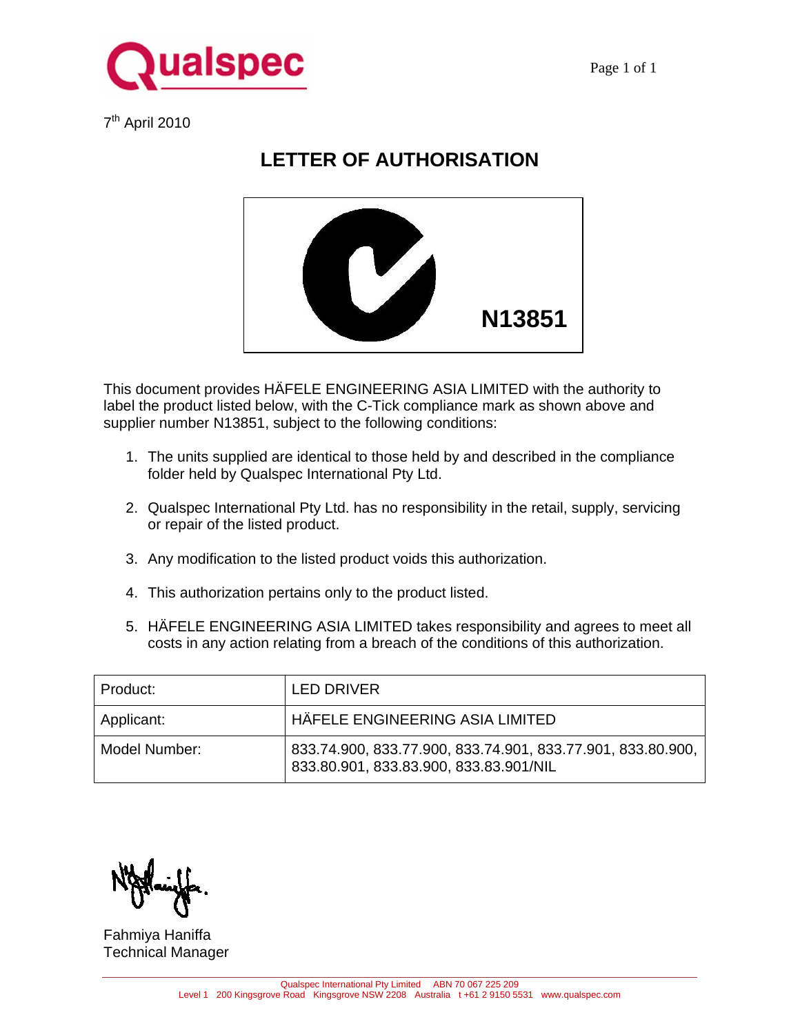7th April 2010

# LETTER OF AUTHORISATION

N13851

This document provides HÄFELE ENGINEERING ASIA LIMITED with the authority to label the product listed below, with the C-Tick compliance mark as shown above and supplier number N13851, subject to the following conditions:

1. The units supplied are identical to those held by and described in the compliance folder held by Qualspec International Pty Ltd.
2. Qualspec International Pty Ltd. has no responsibility in the retail, supply, servicing or repair of the listed product.
3. Any modification to the listed product voids this authorization.
4. This authorization pertains only to the product listed.
5. HÄFELE ENGINEERING ASIA LIMITED takes responsibility and agrees to meet all costs in any action relating from a breach of the conditions of this authorization.

| | |
|---|---|
| Product: | LED DRIVER |
| Applicant: | HÄFELE ENGINEERING ASIA LIMITED |
| Model Number: | 833.74.900, 833.77.900, 833.74.901, 833.77.901, 833.80.900, 833.80.901, 833.83.900, 833.83.901/NIL |

Fahmiya Haniffa
Technical Manager

Qualspec International Pty Limited ABN 70 067 225 209
Level 1 200 Kingsgrove Road Kingsgrove NSW 2208 Australia t +61 2 9150 5531 www.qualspec.com